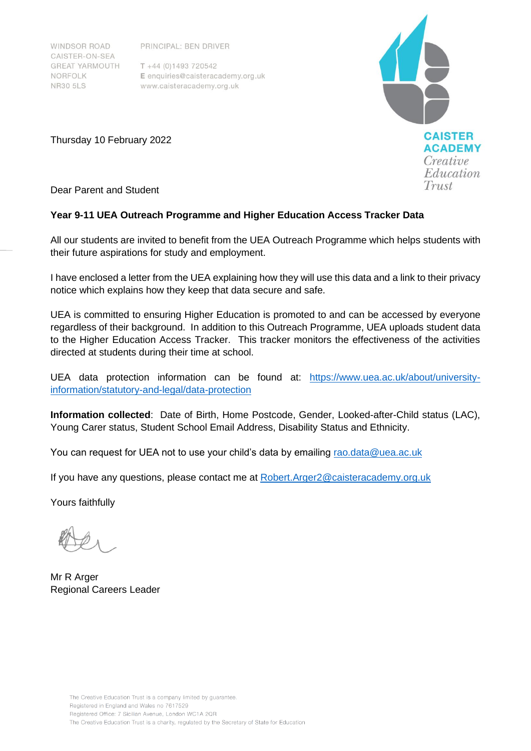WINDSOR ROAD
CAISTER-ON-SEA
GREAT YARMOUTH
NORFOLK
NR30 5LS

PRINCIPAL: BEN DRIVER

T +44 (0)1493 720542
E enquiries@caisteracademy.org.uk
www.caisteracademy.org.uk

**CAISTER ACADEMY**
*Creative Education Trust*

Thursday 10 February 2022

Dear Parent and Student

**Year 9-11 UEA Outreach Programme and Higher Education Access Tracker Data**

All our students are invited to benefit from the UEA Outreach Programme which helps students with their future aspirations for study and employment.

I have enclosed a letter from the UEA explaining how they will use this data and a link to their privacy notice which explains how they keep that data secure and safe.

UEA is committed to ensuring Higher Education is promoted to and can be accessed by everyone regardless of their background. In addition to this Outreach Programme, UEA uploads student data to the Higher Education Access Tracker. This tracker monitors the effectiveness of the activities directed at students during their time at school.

UEA data protection information can be found at: [https://www.uea.ac.uk/about/university-information/statutory-and-legal/data-protection](https://www.uea.ac.uk/about/university-information/statutory-and-legal/data-protection)

**Information collected**: Date of Birth, Home Postcode, Gender, Looked-after-Child status (LAC), Young Carer status, Student School Email Address, Disability Status and Ethnicity.

You can request for UEA not to use your child's data by emailing rao.data@uea.ac.uk

If you have any questions, please contact me at Robert.Arger2@caisteracademy.org.uk

Yours faithfully

Mr R Arger
Regional Careers Leader

The Creative Education Trust is a company limited by guarantee.
Registered in England and Wales no 7617529
Registered Office: 7 Sicilian Avenue, London WC1A 2QR
The Creative Education Trust is a charity, regulated by the Secretary of State for Education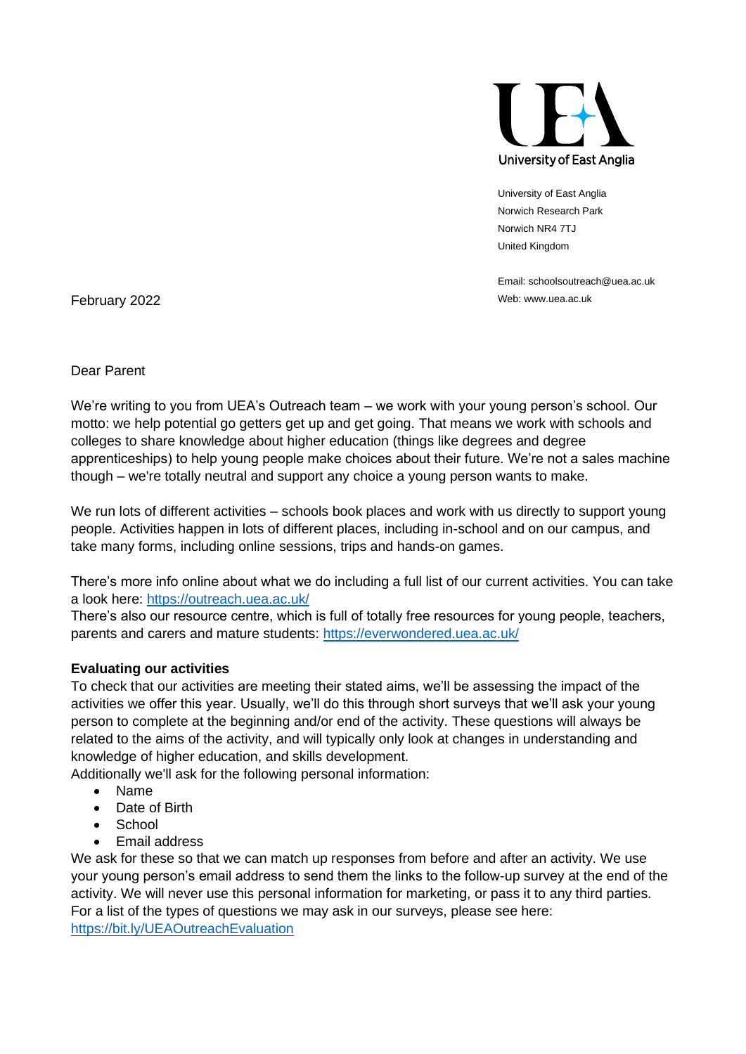University of East Anglia

University of East Anglia
Norwich Research Park
Norwich NR4 7TJ
United Kingdom

Email: schoolsoutreach@uea.ac.uk
Web: www.uea.ac.uk

February 2022

Dear Parent

We're writing to you from UEA's Outreach team – we work with your young person's school. Our motto: we help potential go getters get up and get going. That means we work with schools and colleges to share knowledge about higher education (things like degrees and degree apprenticeships) to help young people make choices about their future. We're not a sales machine though – we're totally neutral and support any choice a young person wants to make.

We run lots of different activities – schools book places and work with us directly to support young people. Activities happen in lots of different places, including in-school and on our campus, and take many forms, including online sessions, trips and hands-on games.

There's more info online about what we do including a full list of our current activities. You can take a look here: [https://outreach.uea.ac.uk/](https://outreach.uea.ac.uk/)
There's also our resource centre, which is full of totally free resources for young people, teachers, parents and carers and mature students: [https://everwondered.uea.ac.uk/](https://everwondered.uea.ac.uk/)

**Evaluating our activities**
To check that our activities are meeting their stated aims, we'll be assessing the impact of the activities we offer this year. Usually, we'll do this through short surveys that we'll ask your young person to complete at the beginning and/or end of the activity. These questions will always be related to the aims of the activity, and will typically only look at changes in understanding and knowledge of higher education, and skills development.
Additionally we'll ask for the following personal information:

- Name
- Date of Birth
- School
- Email address

We ask for these so that we can match up responses from before and after an activity. We use your young person's email address to send them the links to the follow-up survey at the end of the activity. We will never use this personal information for marketing, or pass it to any third parties. For a list of the types of questions we may ask in our surveys, please see here: [https://bit.ly/UEAOutreachEvaluation](https://bit.ly/UEAOutreachEvaluation)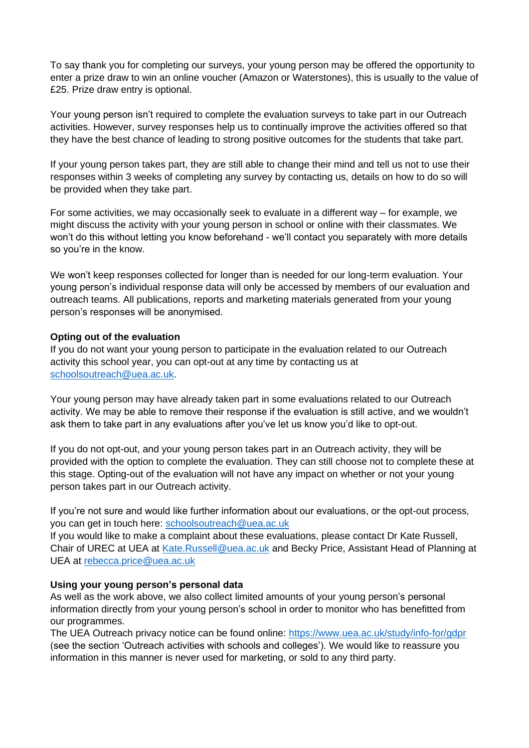To say thank you for completing our surveys, your young person may be offered the opportunity to enter a prize draw to win an online voucher (Amazon or Waterstones), this is usually to the value of £25. Prize draw entry is optional.

Your young person isn't required to complete the evaluation surveys to take part in our Outreach activities. However, survey responses help us to continually improve the activities offered so that they have the best chance of leading to strong positive outcomes for the students that take part.

If your young person takes part, they are still able to change their mind and tell us not to use their responses within 3 weeks of completing any survey by contacting us, details on how to do so will be provided when they take part.

For some activities, we may occasionally seek to evaluate in a different way – for example, we might discuss the activity with your young person in school or online with their classmates. We won't do this without letting you know beforehand - we'll contact you separately with more details so you're in the know.

We won't keep responses collected for longer than is needed for our long-term evaluation. Your young person's individual response data will only be accessed by members of our evaluation and outreach teams. All publications, reports and marketing materials generated from your young person's responses will be anonymised.

**Opting out of the evaluation**

If you do not want your young person to participate in the evaluation related to our Outreach activity this school year, you can opt-out at any time by contacting us at [schoolsoutreach@uea.ac.uk](mailto:schoolsoutreach@uea.ac.uk).

Your young person may have already taken part in some evaluations related to our Outreach activity. We may be able to remove their response if the evaluation is still active, and we wouldn't ask them to take part in any evaluations after you've let us know you'd like to opt-out.

If you do not opt-out, and your young person takes part in an Outreach activity, they will be provided with the option to complete the evaluation. They can still choose not to complete these at this stage. Opting-out of the evaluation will not have any impact on whether or not your young person takes part in our Outreach activity.

If you're not sure and would like further information about our evaluations, or the opt-out process, you can get in touch here: [schoolsoutreach@uea.ac.uk](mailto:schoolsoutreach@uea.ac.uk)
If you would like to make a complaint about these evaluations, please contact Dr Kate Russell, Chair of UREC at UEA at [Kate.Russell@uea.ac.uk](mailto:Kate.Russell@uea.ac.uk) and Becky Price, Assistant Head of Planning at UEA at [rebecca.price@uea.ac.uk](mailto:rebecca.price@uea.ac.uk)

**Using your young person's personal data**

As well as the work above, we also collect limited amounts of your young person's personal information directly from your young person's school in order to monitor who has benefitted from our programmes.
The UEA Outreach privacy notice can be found online: [https://www.uea.ac.uk/study/info-for/gdpr](https://www.uea.ac.uk/study/info-for/gdpr) (see the section 'Outreach activities with schools and colleges'). We would like to reassure you information in this manner is never used for marketing, or sold to any third party.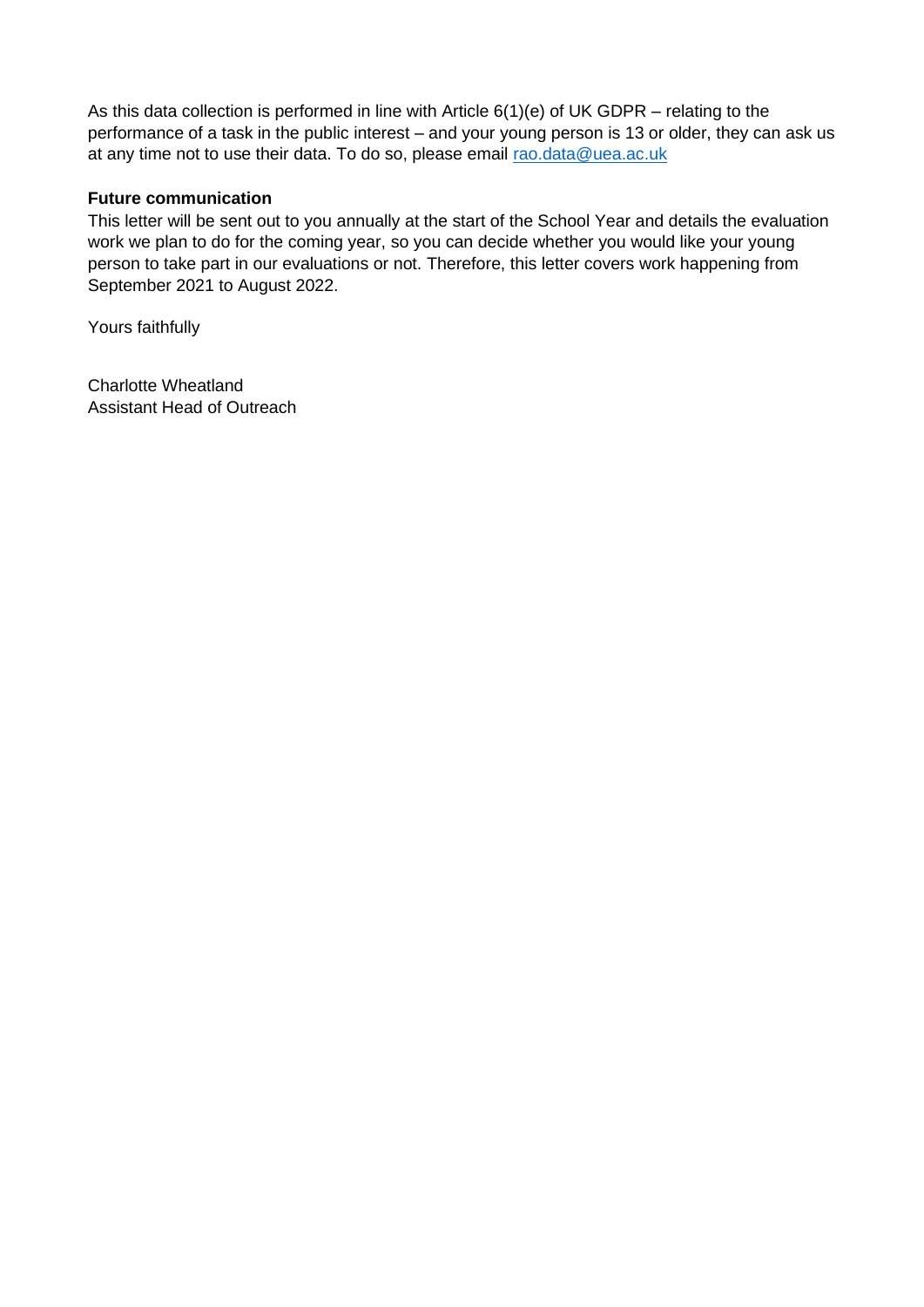As this data collection is performed in line with Article 6(1)(e) of UK GDPR – relating to the performance of a task in the public interest – and your young person is 13 or older, they can ask us at any time not to use their data. To do so, please email rao.data@uea.ac.uk

**Future communication**

This letter will be sent out to you annually at the start of the School Year and details the evaluation work we plan to do for the coming year, so you can decide whether you would like your young person to take part in our evaluations or not. Therefore, this letter covers work happening from September 2021 to August 2022.

Yours faithfully

Charlotte Wheatland
Assistant Head of Outreach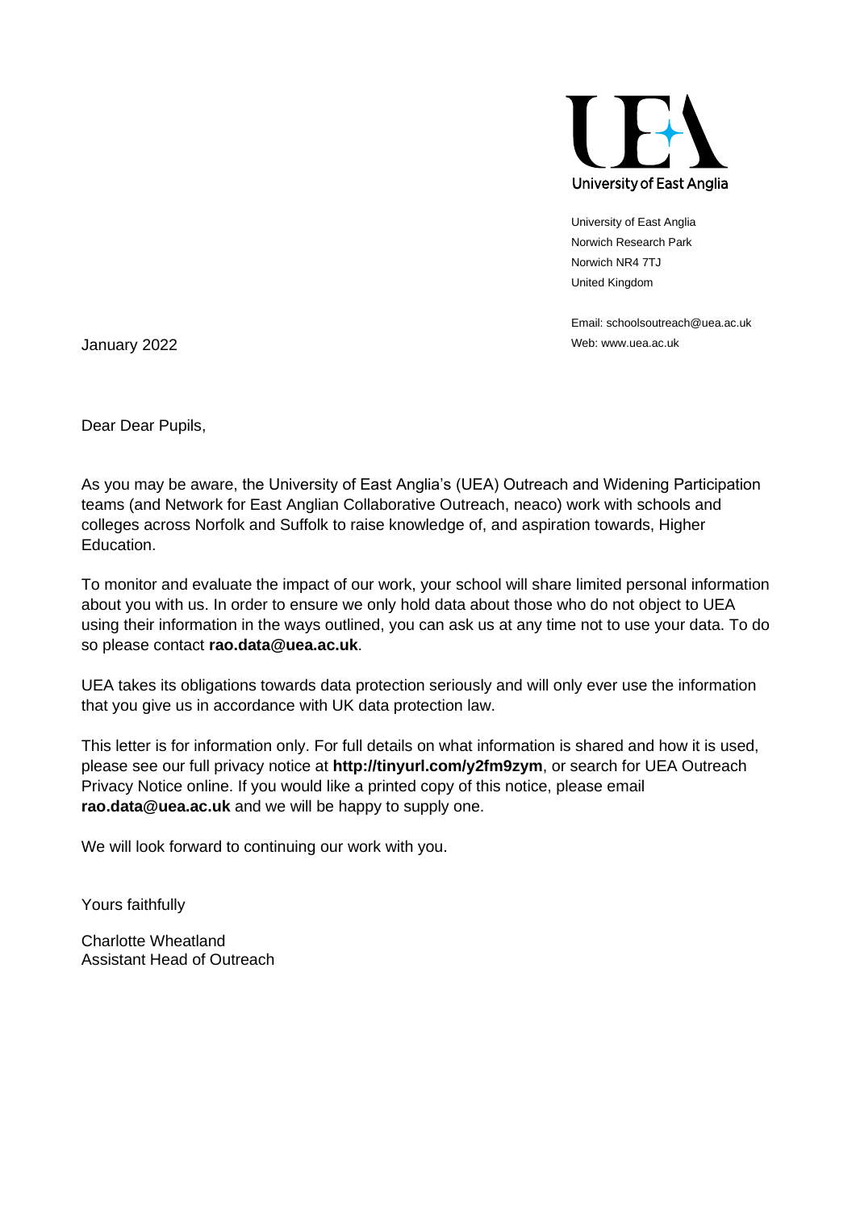University of East Anglia

University of East Anglia
Norwich Research Park
Norwich NR4 7TJ
United Kingdom

Email: schoolsoutreach@uea.ac.uk
Web: www.uea.ac.uk

January 2022

Dear Dear Pupils,

As you may be aware, the University of East Anglia's (UEA) Outreach and Widening Participation teams (and Network for East Anglian Collaborative Outreach, neaco) work with schools and colleges across Norfolk and Suffolk to raise knowledge of, and aspiration towards, Higher Education.

To monitor and evaluate the impact of our work, your school will share limited personal information about you with us. In order to ensure we only hold data about those who do not object to UEA using their information in the ways outlined, you can ask us at any time not to use your data. To do so please contact **rao.data@uea.ac.uk**.

UEA takes its obligations towards data protection seriously and will only ever use the information that you give us in accordance with UK data protection law.

This letter is for information only. For full details on what information is shared and how it is used, please see our full privacy notice at **http://tinyurl.com/y2fm9zym**, or search for UEA Outreach Privacy Notice online. If you would like a printed copy of this notice, please email **rao.data@uea.ac.uk** and we will be happy to supply one.

We will look forward to continuing our work with you.

Yours faithfully

Charlotte Wheatland
Assistant Head of Outreach